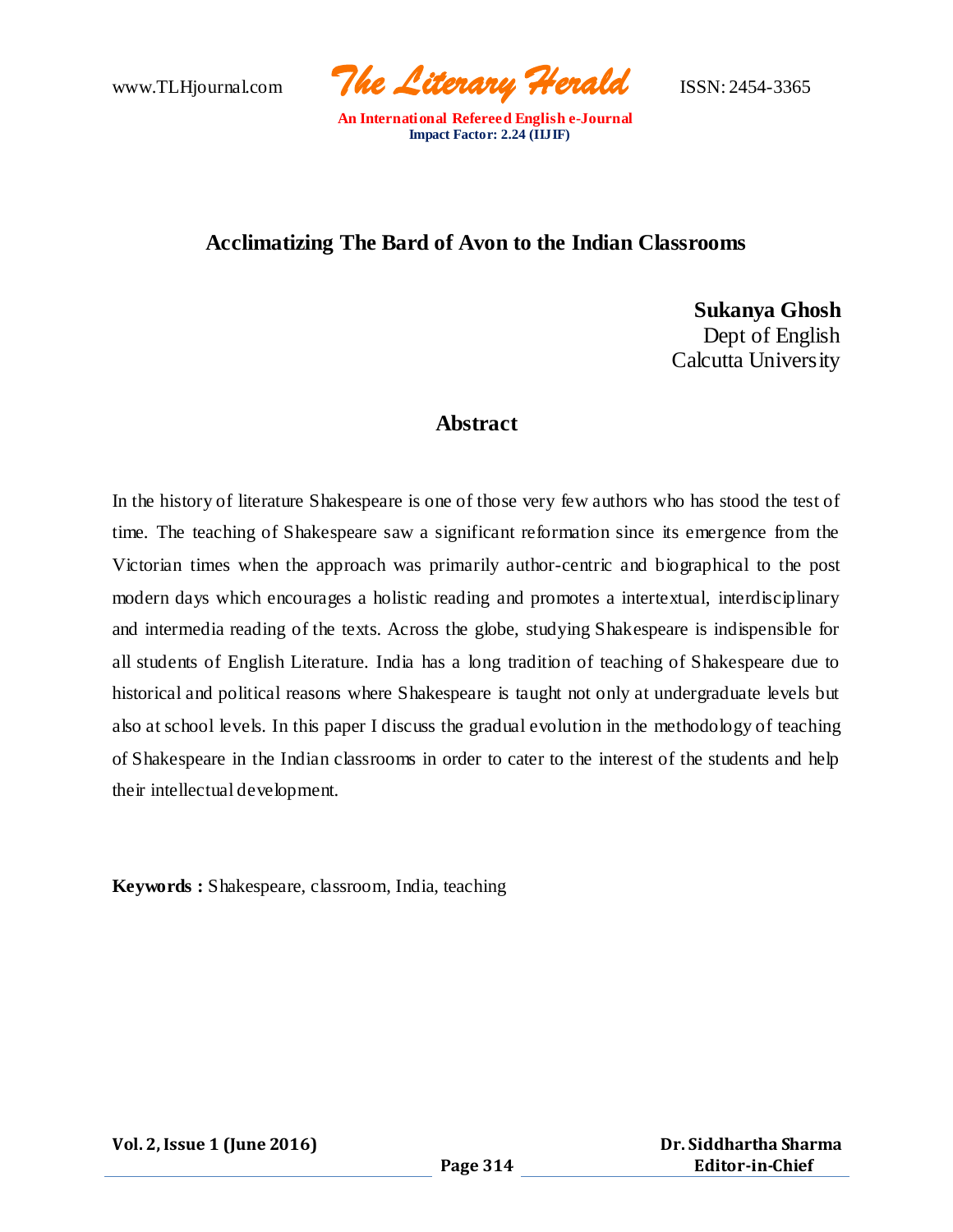# Acclimatizing The Bard of Avon to the Indian Classrooms

**Sukanya Ghosh**
Dept of English
Calcutta University

## Abstract

In the history of literature Shakespeare is one of those very few authors who has stood the test of time. The teaching of Shakespeare saw a significant reformation since its emergence from the Victorian times when the approach was primarily author-centric and biographical to the post modern days which encourages a holistic reading and promotes a intertextual, interdisciplinary and intermedia reading of the texts. Across the globe, studying Shakespeare is indispensible for all students of English Literature. India has a long tradition of teaching of Shakespeare due to historical and political reasons where Shakespeare is taught not only at undergraduate levels but also at school levels. In this paper I discuss the gradual evolution in the methodology of teaching of Shakespeare in the Indian classrooms in order to cater to the interest of the students and help their intellectual development.

**Keywords :** Shakespeare, classroom, India, teaching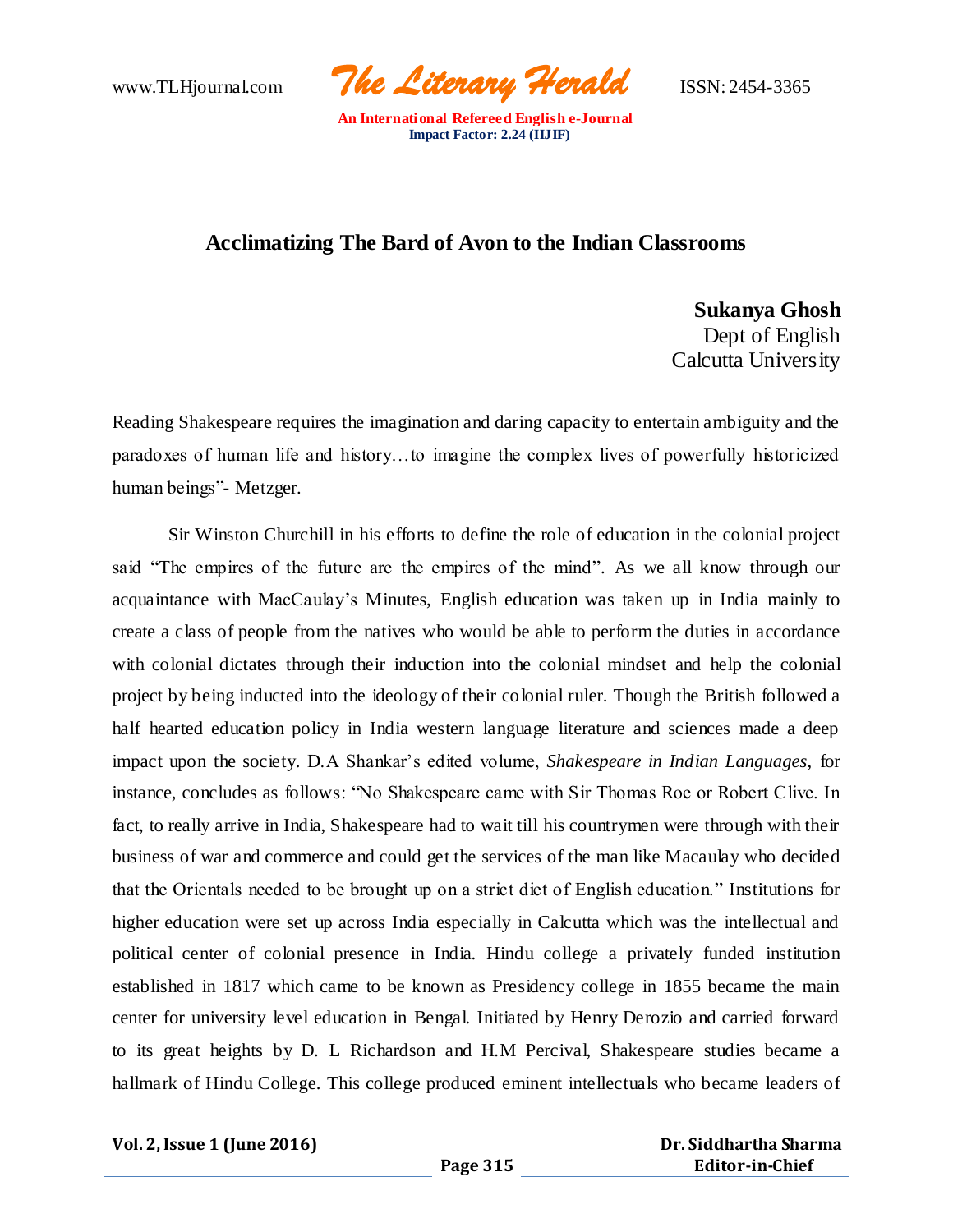# Acclimatizing The Bard of Avon to the Indian Classrooms

**Sukanya Ghosh**
Dept of English
Calcutta University

Reading Shakespeare requires the imagination and daring capacity to entertain ambiguity and the paradoxes of human life and history…to imagine the complex lives of powerfully historicized human beings"- Metzger.

Sir Winston Churchill in his efforts to define the role of education in the colonial project said "The empires of the future are the empires of the mind". As we all know through our acquaintance with MacCaulay's Minutes, English education was taken up in India mainly to create a class of people from the natives who would be able to perform the duties in accordance with colonial dictates through their induction into the colonial mindset and help the colonial project by being inducted into the ideology of their colonial ruler. Though the British followed a half hearted education policy in India western language literature and sciences made a deep impact upon the society. D.A Shankar's edited volume, *Shakespeare in Indian Languages*, for instance, concludes as follows: "No Shakespeare came with Sir Thomas Roe or Robert Clive. In fact, to really arrive in India, Shakespeare had to wait till his countrymen were through with their business of war and commerce and could get the services of the man like Macaulay who decided that the Orientals needed to be brought up on a strict diet of English education." Institutions for higher education were set up across India especially in Calcutta which was the intellectual and political center of colonial presence in India. Hindu college a privately funded institution established in 1817 which came to be known as Presidency college in 1855 became the main center for university level education in Bengal. Initiated by Henry Derozio and carried forward to its great heights by D. L Richardson and H.M Percival, Shakespeare studies became a hallmark of Hindu College. This college produced eminent intellectuals who became leaders of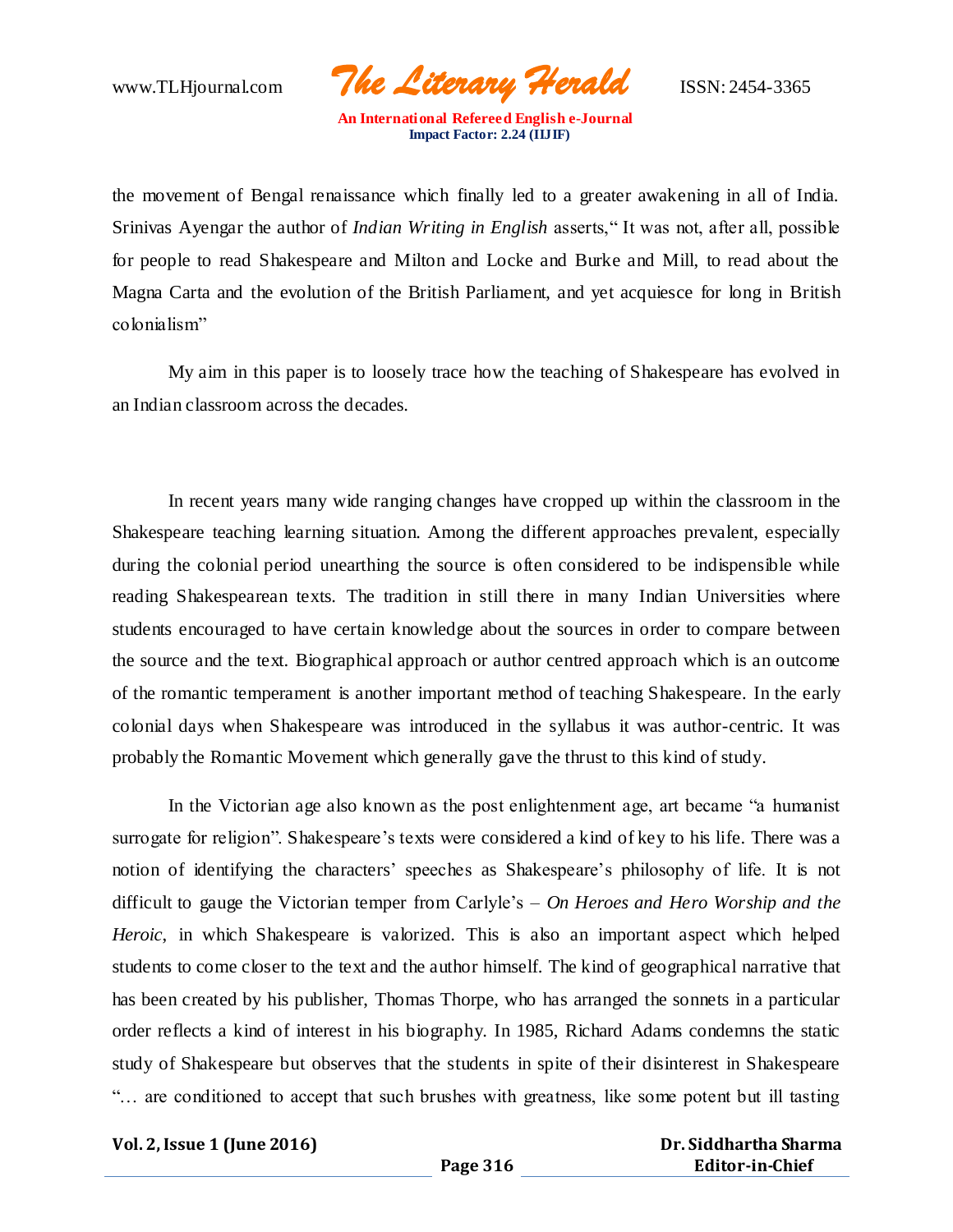the movement of Bengal renaissance which finally led to a greater awakening in all of India. Srinivas Ayengar the author of *Indian Writing in English* asserts," It was not, after all, possible for people to read Shakespeare and Milton and Locke and Burke and Mill, to read about the Magna Carta and the evolution of the British Parliament, and yet acquiesce for long in British colonialism"

My aim in this paper is to loosely trace how the teaching of Shakespeare has evolved in an Indian classroom across the decades.

In recent years many wide ranging changes have cropped up within the classroom in the Shakespeare teaching learning situation. Among the different approaches prevalent, especially during the colonial period unearthing the source is often considered to be indispensible while reading Shakespearean texts. The tradition in still there in many Indian Universities where students encouraged to have certain knowledge about the sources in order to compare between the source and the text. Biographical approach or author centred approach which is an outcome of the romantic temperament is another important method of teaching Shakespeare. In the early colonial days when Shakespeare was introduced in the syllabus it was author-centric. It was probably the Romantic Movement which generally gave the thrust to this kind of study.

In the Victorian age also known as the post enlightenment age, art became "a humanist surrogate for religion". Shakespeare's texts were considered a kind of key to his life. There was a notion of identifying the characters' speeches as Shakespeare's philosophy of life. It is not difficult to gauge the Victorian temper from Carlyle's – *On Heroes and Hero Worship and the Heroic*, in which Shakespeare is valorized. This is also an important aspect which helped students to come closer to the text and the author himself. The kind of geographical narrative that has been created by his publisher, Thomas Thorpe, who has arranged the sonnets in a particular order reflects a kind of interest in his biography. In 1985, Richard Adams condemns the static study of Shakespeare but observes that the students in spite of their disinterest in Shakespeare "… are conditioned to accept that such brushes with greatness, like some potent but ill tasting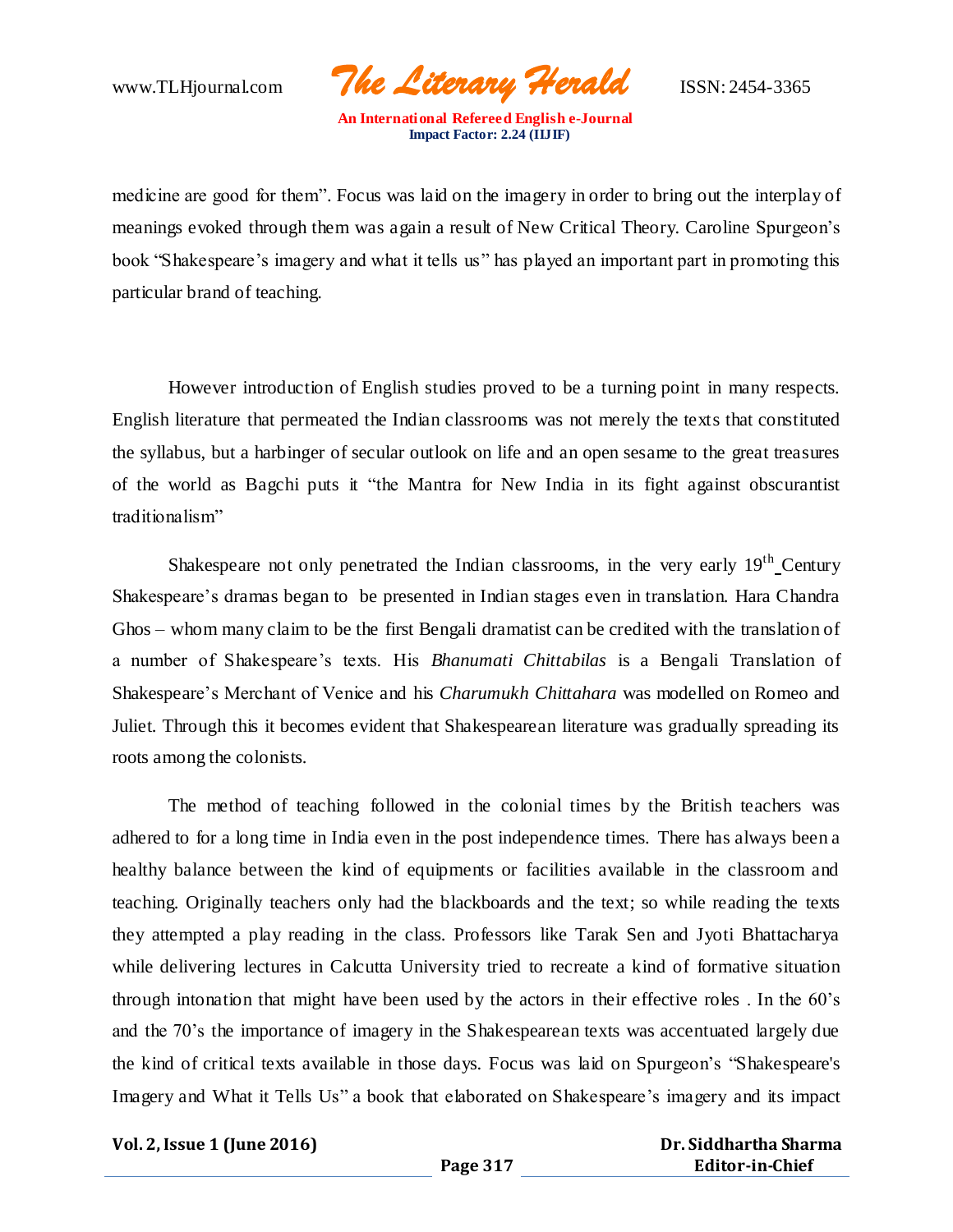medicine are good for them". Focus was laid on the imagery in order to bring out the interplay of meanings evoked through them was again a result of New Critical Theory. Caroline Spurgeon's book "Shakespeare's imagery and what it tells us" has played an important part in promoting this particular brand of teaching.

However introduction of English studies proved to be a turning point in many respects. English literature that permeated the Indian classrooms was not merely the texts that constituted the syllabus, but a harbinger of secular outlook on life and an open sesame to the great treasures of the world as Bagchi puts it "the Mantra for New India in its fight against obscurantist traditionalism"

Shakespeare not only penetrated the Indian classrooms, in the very early 19th Century Shakespeare's dramas began to be presented in Indian stages even in translation. Hara Chandra Ghos – whom many claim to be the first Bengali dramatist can be credited with the translation of a number of Shakespeare's texts. His *Bhanumati Chittabilas* is a Bengali Translation of Shakespeare's Merchant of Venice and his *Charumukh Chittahara* was modelled on Romeo and Juliet. Through this it becomes evident that Shakespearean literature was gradually spreading its roots among the colonists.

The method of teaching followed in the colonial times by the British teachers was adhered to for a long time in India even in the post independence times. There has always been a healthy balance between the kind of equipments or facilities available in the classroom and teaching. Originally teachers only had the blackboards and the text; so while reading the texts they attempted a play reading in the class. Professors like Tarak Sen and Jyoti Bhattacharya while delivering lectures in Calcutta University tried to recreate a kind of formative situation through intonation that might have been used by the actors in their effective roles . In the 60's and the 70's the importance of imagery in the Shakespearean texts was accentuated largely due the kind of critical texts available in those days. Focus was laid on Spurgeon's "Shakespeare's Imagery and What it Tells Us" a book that elaborated on Shakespeare's imagery and its impact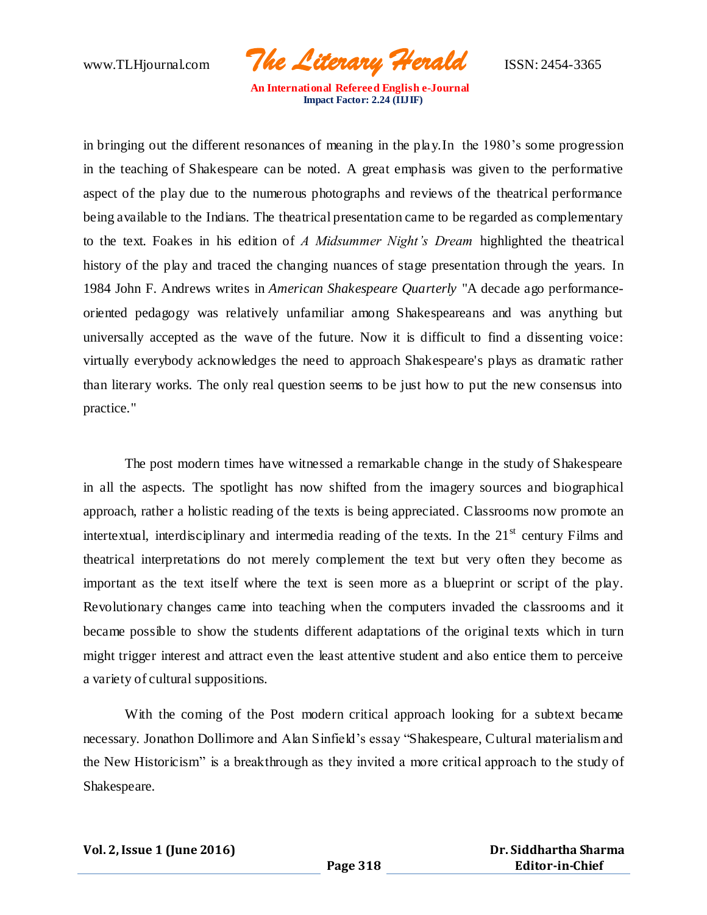in bringing out the different resonances of meaning in the play.In the 1980's some progression in the teaching of Shakespeare can be noted. A great emphasis was given to the performative aspect of the play due to the numerous photographs and reviews of the theatrical performance being available to the Indians. The theatrical presentation came to be regarded as complementary to the text. Foakes in his edition of *A Midsummer Night's Dream* highlighted the theatrical history of the play and traced the changing nuances of stage presentation through the years. In 1984 John F. Andrews writes in *American Shakespeare Quarterly* "A decade ago performance-oriented pedagogy was relatively unfamiliar among Shakespeareans and was anything but universally accepted as the wave of the future. Now it is difficult to find a dissenting voice: virtually everybody acknowledges the need to approach Shakespeare's plays as dramatic rather than literary works. The only real question seems to be just how to put the new consensus into practice."

The post modern times have witnessed a remarkable change in the study of Shakespeare in all the aspects. The spotlight has now shifted from the imagery sources and biographical approach, rather a holistic reading of the texts is being appreciated. Classrooms now promote an intertextual, interdisciplinary and intermedia reading of the texts. In the 21st century Films and theatrical interpretations do not merely complement the text but very often they become as important as the text itself where the text is seen more as a blueprint or script of the play. Revolutionary changes came into teaching when the computers invaded the classrooms and it became possible to show the students different adaptations of the original texts which in turn might trigger interest and attract even the least attentive student and also entice them to perceive a variety of cultural suppositions.

With the coming of the Post modern critical approach looking for a subtext became necessary. Jonathon Dollimore and Alan Sinfield's essay "Shakespeare, Cultural materialism and the New Historicism" is a breakthrough as they invited a more critical approach to the study of Shakespeare.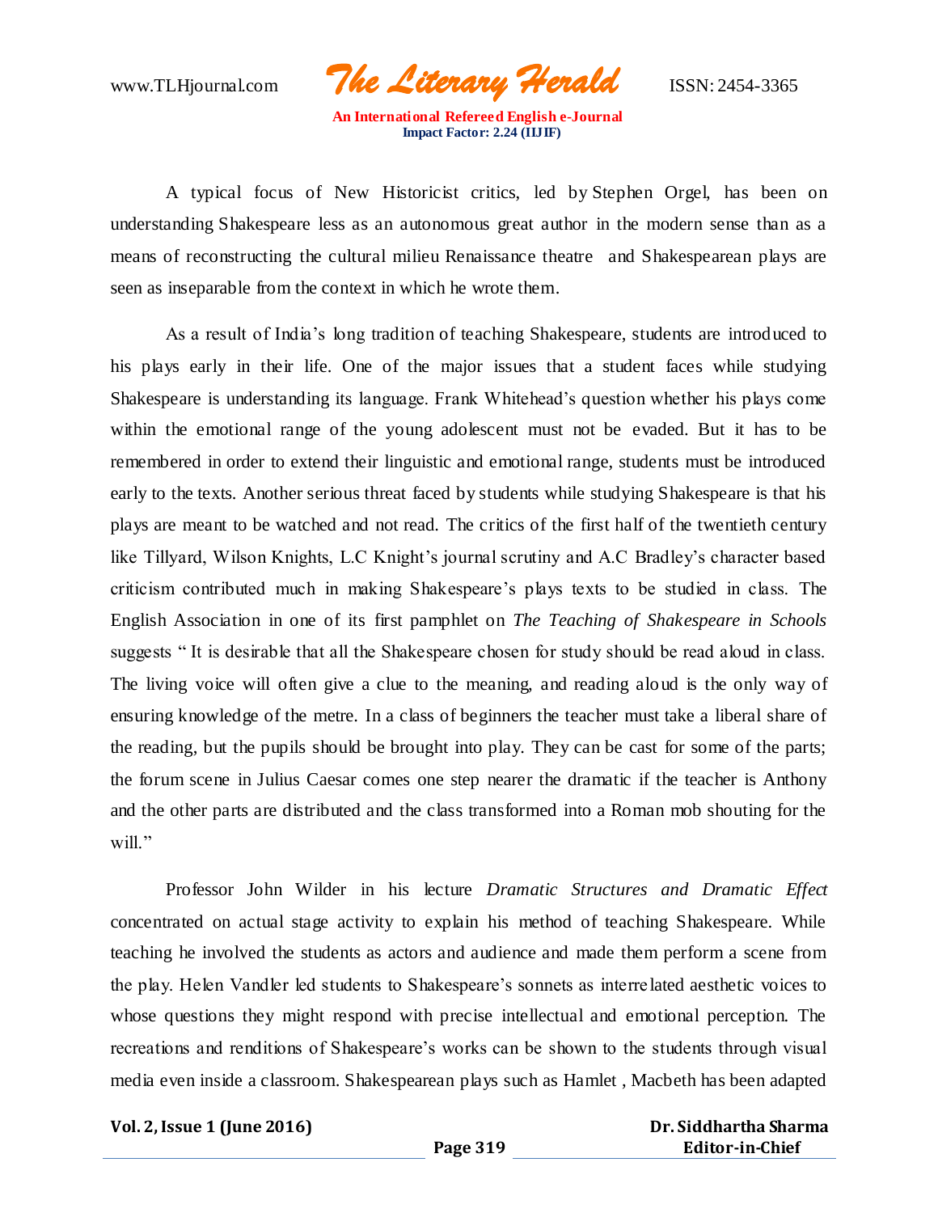A typical focus of New Historicist critics, led by Stephen Orgel, has been on understanding Shakespeare less as an autonomous great author in the modern sense than as a means of reconstructing the cultural milieu Renaissance theatre and Shakespearean plays are seen as inseparable from the context in which he wrote them.

As a result of India's long tradition of teaching Shakespeare, students are introduced to his plays early in their life. One of the major issues that a student faces while studying Shakespeare is understanding its language. Frank Whitehead's question whether his plays come within the emotional range of the young adolescent must not be evaded. But it has to be remembered in order to extend their linguistic and emotional range, students must be introduced early to the texts. Another serious threat faced by students while studying Shakespeare is that his plays are meant to be watched and not read. The critics of the first half of the twentieth century like Tillyard, Wilson Knights, L.C Knight's journal scrutiny and A.C Bradley's character based criticism contributed much in making Shakespeare's plays texts to be studied in class. The English Association in one of its first pamphlet on *The Teaching of Shakespeare in Schools* suggests " It is desirable that all the Shakespeare chosen for study should be read aloud in class. The living voice will often give a clue to the meaning, and reading aloud is the only way of ensuring knowledge of the metre. In a class of beginners the teacher must take a liberal share of the reading, but the pupils should be brought into play. They can be cast for some of the parts; the forum scene in Julius Caesar comes one step nearer the dramatic if the teacher is Anthony and the other parts are distributed and the class transformed into a Roman mob shouting for the will."

Professor John Wilder in his lecture *Dramatic Structures and Dramatic Effect* concentrated on actual stage activity to explain his method of teaching Shakespeare. While teaching he involved the students as actors and audience and made them perform a scene from the play. Helen Vandler led students to Shakespeare's sonnets as interrelated aesthetic voices to whose questions they might respond with precise intellectual and emotional perception. The recreations and renditions of Shakespeare's works can be shown to the students through visual media even inside a classroom. Shakespearean plays such as Hamlet , Macbeth has been adapted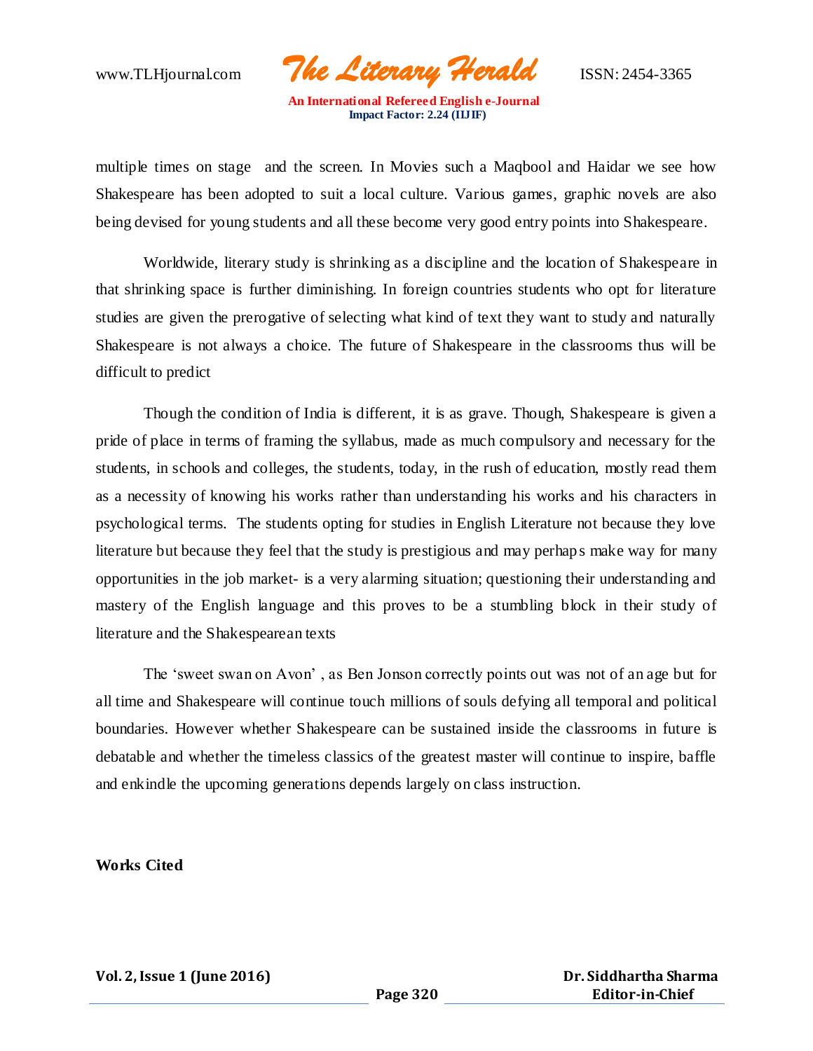multiple times on stage and the screen. In Movies such a Maqbool and Haidar we see how Shakespeare has been adopted to suit a local culture. Various games, graphic novels are also being devised for young students and all these become very good entry points into Shakespeare.

Worldwide, literary study is shrinking as a discipline and the location of Shakespeare in that shrinking space is further diminishing. In foreign countries students who opt for literature studies are given the prerogative of selecting what kind of text they want to study and naturally Shakespeare is not always a choice. The future of Shakespeare in the classrooms thus will be difficult to predict

Though the condition of India is different, it is as grave. Though, Shakespeare is given a pride of place in terms of framing the syllabus, made as much compulsory and necessary for the students, in schools and colleges, the students, today, in the rush of education, mostly read them as a necessity of knowing his works rather than understanding his works and his characters in psychological terms. The students opting for studies in English Literature not because they love literature but because they feel that the study is prestigious and may perhaps make way for many opportunities in the job market- is a very alarming situation; questioning their understanding and mastery of the English language and this proves to be a stumbling block in their study of literature and the Shakespearean texts

The 'sweet swan on Avon' , as Ben Jonson correctly points out was not of an age but for all time and Shakespeare will continue touch millions of souls defying all temporal and political boundaries. However whether Shakespeare can be sustained inside the classrooms in future is debatable and whether the timeless classics of the greatest master will continue to inspire, baffle and enkindle the upcoming generations depends largely on class instruction.

**Works Cited**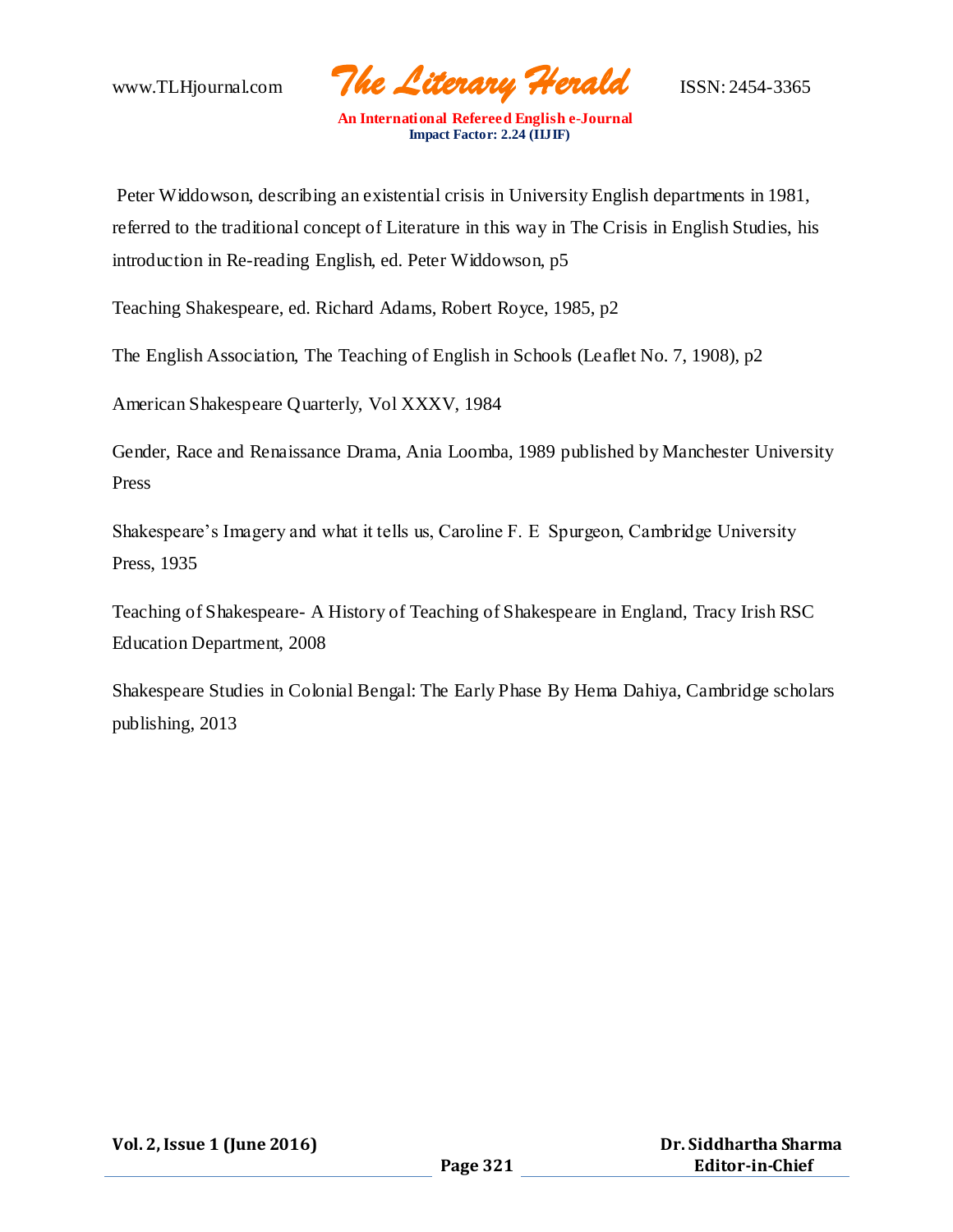Peter Widdowson, describing an existential crisis in University English departments in 1981, referred to the traditional concept of Literature in this way in The Crisis in English Studies, his introduction in Re-reading English, ed. Peter Widdowson, p5

Teaching Shakespeare, ed. Richard Adams, Robert Royce, 1985, p2

The English Association, The Teaching of English in Schools (Leaflet No. 7, 1908), p2

American Shakespeare Quarterly, Vol XXXV, 1984

Gender, Race and Renaissance Drama, Ania Loomba, 1989 published by Manchester University Press

Shakespeare's Imagery and what it tells us, Caroline F. E Spurgeon, Cambridge University Press, 1935

Teaching of Shakespeare- A History of Teaching of Shakespeare in England, Tracy Irish RSC Education Department, 2008

Shakespeare Studies in Colonial Bengal: The Early Phase By Hema Dahiya, Cambridge scholars publishing, 2013